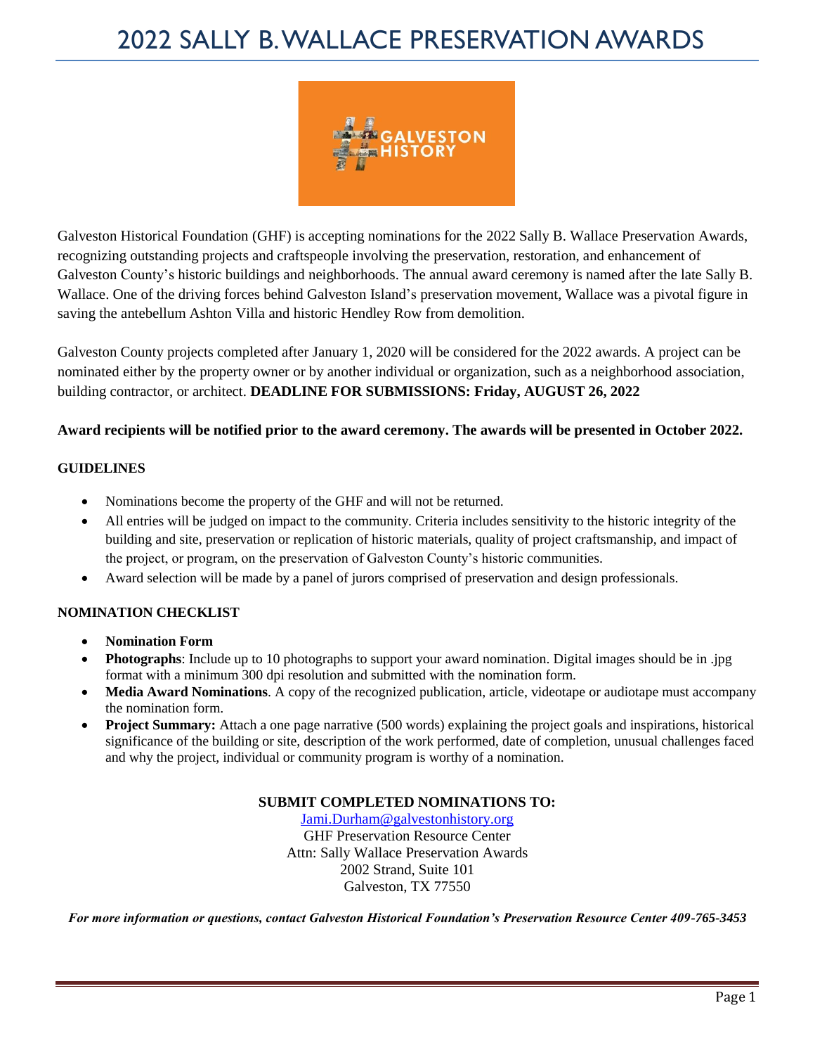# 2022 SALLY B. WALLACE PRESERVATION AWARDS

Galveston Historical Foundation (GHF) is accepting nominations for the 2022 Sally B. Wallace Preservation Awards, recognizing outstanding projects and craftspeople involving the preservation, restoration, and enhancement of Galveston County's historic buildings and neighborhoods. The annual award ceremony is named after the late Sally B. Wallace. One of the driving forces behind Galveston Island's preservation movement, Wallace was a pivotal figure in saving the antebellum Ashton Villa and historic Hendley Row from demolition.

Galveston County projects completed after January 1, 2020 will be considered for the 2022 awards. A project can be nominated either by the property owner or by another individual or organization, such as a neighborhood association, building contractor, or architect. **DEADLINE FOR SUBMISSIONS: Friday, AUGUST 26, 2022**

**Award recipients will be notified prior to the award ceremony. The awards will be presented in October 2022.**

**GUIDELINES**

- Nominations become the property of the GHF and will not be returned.
- All entries will be judged on impact to the community. Criteria includes sensitivity to the historic integrity of the building and site, preservation or replication of historic materials, quality of project craftsmanship, and impact of the project, or program, on the preservation of Galveston County's historic communities.
- Award selection will be made by a panel of jurors comprised of preservation and design professionals.

**NOMINATION CHECKLIST**

- **Nomination Form**
- **Photographs**: Include up to 10 photographs to support your award nomination. Digital images should be in .jpg format with a minimum 300 dpi resolution and submitted with the nomination form.
- **Media Award Nominations**. A copy of the recognized publication, article, videotape or audiotape must accompany the nomination form.
- **Project Summary:** Attach a one page narrative (500 words) explaining the project goals and inspirations, historical significance of the building or site, description of the work performed, date of completion, unusual challenges faced and why the project, individual or community program is worthy of a nomination.

**SUBMIT COMPLETED NOMINATIONS TO:**

Jami.Durham@galvestonhistory.org
GHF Preservation Resource Center
Attn: Sally Wallace Preservation Awards
2002 Strand, Suite 101
Galveston, TX 77550

***For more information or questions, contact Galveston Historical Foundation's Preservation Resource Center 409-765-3453***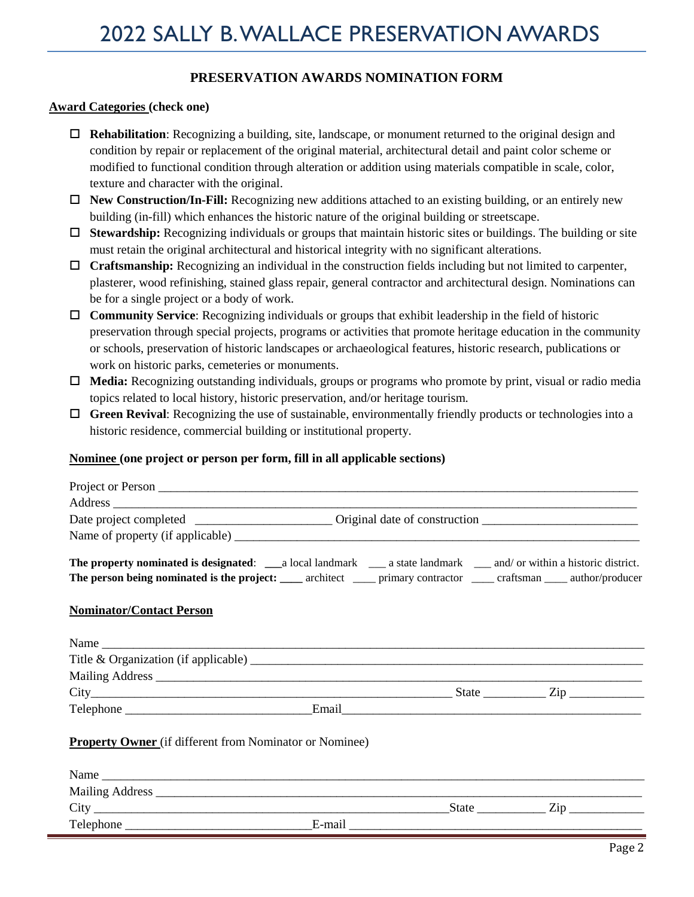# 2022 SALLY B. WALLACE PRESERVATION AWARDS

## PRESERVATION AWARDS NOMINATION FORM

**Award Categories (check one)**

- ☐ **Rehabilitation**: Recognizing a building, site, landscape, or monument returned to the original design and condition by repair or replacement of the original material, architectural detail and paint color scheme or modified to functional condition through alteration or addition using materials compatible in scale, color, texture and character with the original.
- ☐ **New Construction/In-Fill:** Recognizing new additions attached to an existing building, or an entirely new building (in-fill) which enhances the historic nature of the original building or streetscape.
- ☐ **Stewardship:** Recognizing individuals or groups that maintain historic sites or buildings. The building or site must retain the original architectural and historical integrity with no significant alterations.
- ☐ **Craftsmanship:** Recognizing an individual in the construction fields including but not limited to carpenter, plasterer, wood refinishing, stained glass repair, general contractor and architectural design. Nominations can be for a single project or a body of work.
- ☐ **Community Service**: Recognizing individuals or groups that exhibit leadership in the field of historic preservation through special projects, programs or activities that promote heritage education in the community or schools, preservation of historic landscapes or archaeological features, historic research, publications or work on historic parks, cemeteries or monuments.
- ☐ **Media:** Recognizing outstanding individuals, groups or programs who promote by print, visual or radio media topics related to local history, historic preservation, and/or heritage tourism.
- ☐ **Green Revival**: Recognizing the use of sustainable, environmentally friendly products or technologies into a historic residence, commercial building or institutional property.

**Nominee (one project or person per form, fill in all applicable sections)**

Project or Person ________________________________________________

Address ________________________________________________

Date project completed ______________________ Original date of construction ________________________

Name of property (if applicable) ________________________________________________

**The property nominated is designated**: ___a local landmark ___ a state landmark ___ and/ or within a historic district.
**The person being nominated is the project: ____** architect ____ primary contractor ____ craftsman ____ author/producer

**Nominator/Contact Person**

Name ________________________________________________

Title & Organization (if applicable) ________________________________________________

Mailing Address ________________________________________________

City________________________________ State __________ Zip ____________

Telephone ______________________________Email________________________________

**Property Owner** (if different from Nominator or Nominee)

Name ________________________________________________

Mailing Address ________________________________________________

City ________________________________State ___________ Zip ____________

Telephone ______________________________E-mail ________________________________